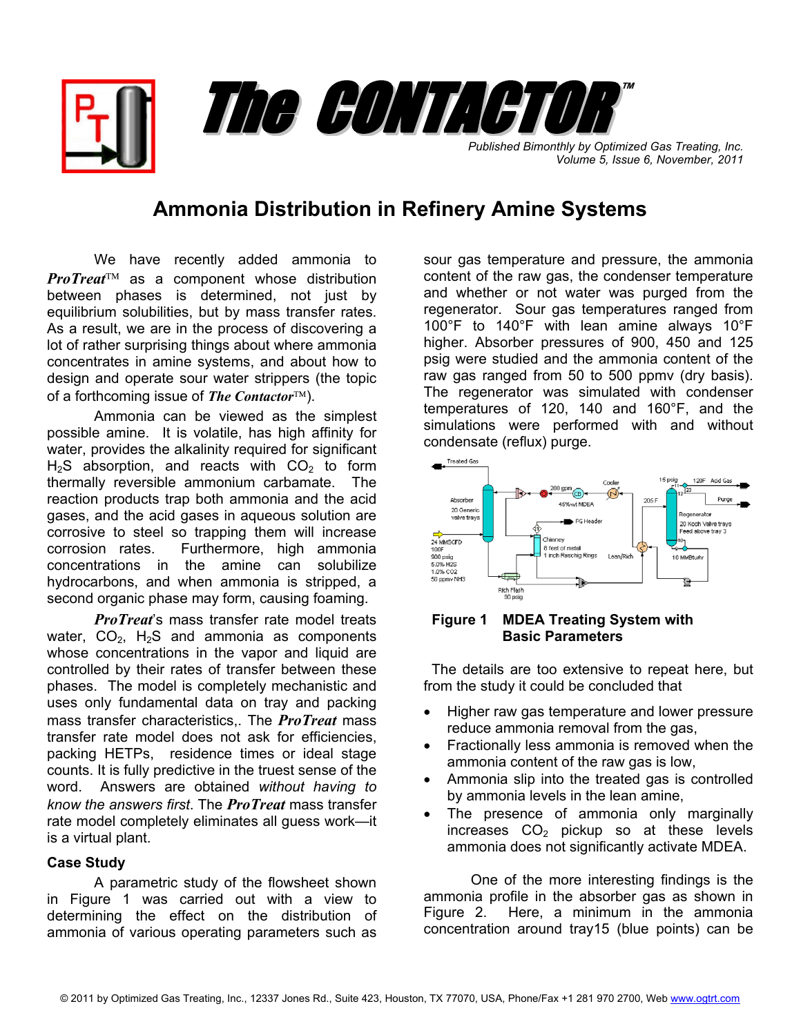# The CONTACTOR™

*Published Bimonthly by Optimized Gas Treating, Inc.*
*Volume 5, Issue 6, November, 2011*

## Ammonia Distribution in Refinery Amine Systems

We have recently added ammonia to ***ProTreat***™ as a component whose distribution between phases is determined, not just by equilibrium solubilities, but by mass transfer rates. As a result, we are in the process of discovering a lot of rather surprising things about where ammonia concentrates in amine systems, and about how to design and operate sour water strippers (the topic of a forthcoming issue of ***The Contactor***™).

Ammonia can be viewed as the simplest possible amine. It is volatile, has high affinity for water, provides the alkalinity required for significant $H_2S$ absorption, and reacts with $CO_2$ to form thermally reversible ammonium carbamate. The reaction products trap both ammonia and the acid gases, and the acid gases in aqueous solution are corrosive to steel so trapping them will increase corrosion rates. Furthermore, high ammonia concentrations in the amine can solubilize hydrocarbons, and when ammonia is stripped, a second organic phase may form, causing foaming.

***ProTreat***'s mass transfer rate model treats water, $CO_2$, $H_2S$ and ammonia as components whose concentrations in the vapor and liquid are controlled by their rates of transfer between these phases. The model is completely mechanistic and uses only fundamental data on tray and packing mass transfer characteristics,. The ***ProTreat*** mass transfer rate model does not ask for efficiencies, packing HETPs, residence times or ideal stage counts. It is fully predictive in the truest sense of the word. Answers are obtained *without having to know the answers first*. The ***ProTreat*** mass transfer rate model completely eliminates all guess work—it is a virtual plant.

### Case Study

A parametric study of the flowsheet shown in Figure 1 was carried out with a view to determining the effect on the distribution of ammonia of various operating parameters such as sour gas temperature and pressure, the ammonia content of the raw gas, the condenser temperature and whether or not water was purged from the regenerator. Sour gas temperatures ranged from 100°F to 140°F with lean amine always 10°F higher. Absorber pressures of 900, 450 and 125 psig were studied and the ammonia content of the raw gas ranged from 50 to 500 ppmv (dry basis). The regenerator was simulated with condenser temperatures of 120, 140 and 160°F, and the simulations were performed with and without condensate (reflux) purge.

**Figure 1 MDEA Treating System with Basic Parameters**

The details are too extensive to repeat here, but from the study it could be concluded that

- Higher raw gas temperature and lower pressure reduce ammonia removal from the gas,
- Fractionally less ammonia is removed when the ammonia content of the raw gas is low,
- Ammonia slip into the treated gas is controlled by ammonia levels in the lean amine,
- The presence of ammonia only marginally increases $CO_2$ pickup so at these levels ammonia does not significantly activate MDEA.

One of the more interesting findings is the ammonia profile in the absorber gas as shown in Figure 2. Here, a minimum in the ammonia concentration around tray15 (blue points) can be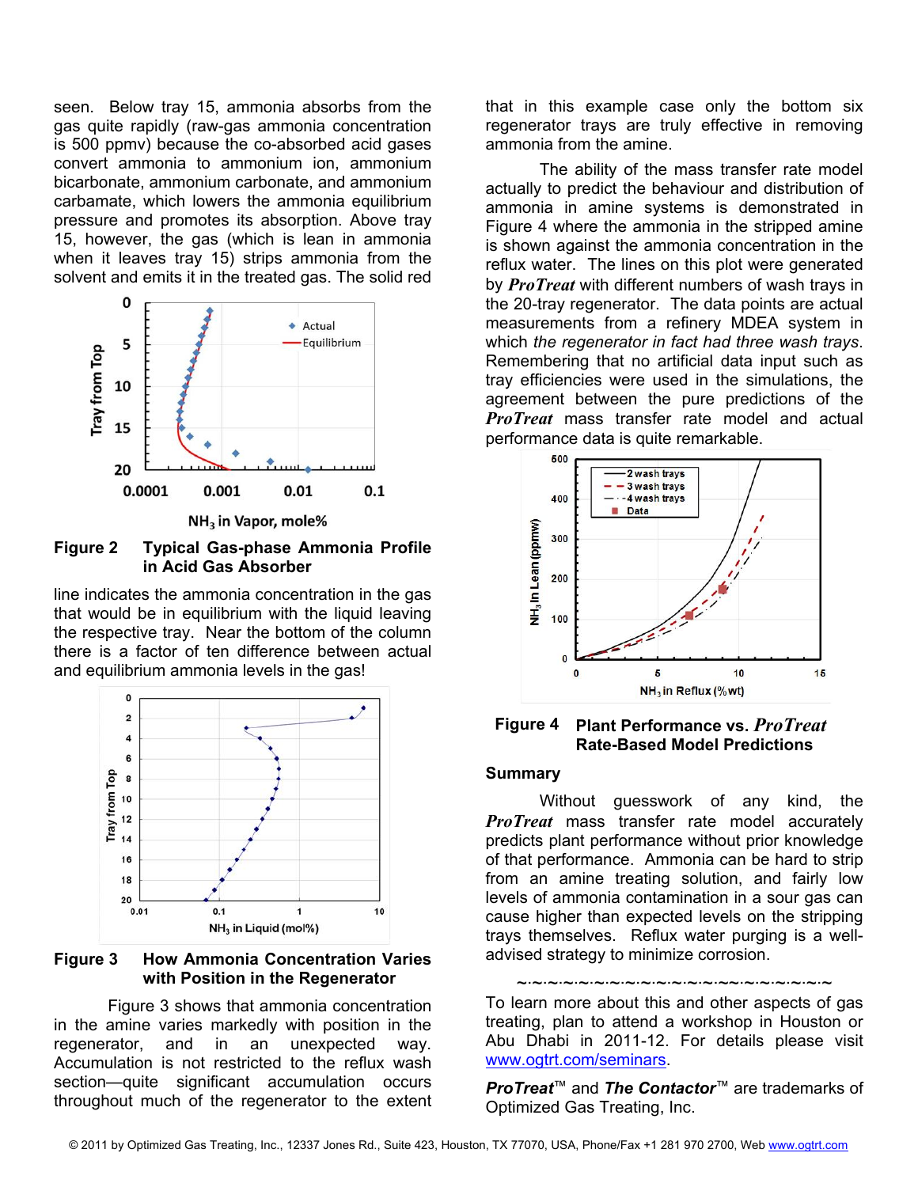seen. Below tray 15, ammonia absorbs from the gas quite rapidly (raw-gas ammonia concentration is 500 ppmv) because the co-absorbed acid gases convert ammonia to ammonium ion, ammonium bicarbonate, ammonium carbonate, and ammonium carbamate, which lowers the ammonia equilibrium pressure and promotes its absorption. Above tray 15, however, the gas (which is lean in ammonia when it leaves tray 15) strips ammonia from the solvent and emits it in the treated gas. The solid red line indicates the ammonia concentration in the gas that would be in equilibrium with the liquid leaving the respective tray. Near the bottom of the column there is a factor of ten difference between actual and equilibrium ammonia levels in the gas!

0
5
10
15
20
Tray from Top
0.0001
0.001
0.01
0.1
$NH_3$ in Vapor, mole%
Actual
Equilibrium

**Figure 2 Typical Gas-phase Ammonia Profile in Acid Gas Absorber**

0
2
4
6
8
10
12
14
16
18
20
Tray from Top
0.01
0.1
1
10
$NH_3$ in Liquid (mol%)

**Figure 3 How Ammonia Concentration Varies with Position in the Regenerator**

Figure 3 shows that ammonia concentration in the amine varies markedly with position in the regenerator, and in an unexpected way. Accumulation is not restricted to the reflux wash section—quite significant accumulation occurs throughout much of the regenerator to the extent that in this example case only the bottom six regenerator trays are truly effective in removing ammonia from the amine.

The ability of the mass transfer rate model actually to predict the behaviour and distribution of ammonia in amine systems is demonstrated in Figure 4 where the ammonia in the stripped amine is shown against the ammonia concentration in the reflux water. The lines on this plot were generated by ***ProTreat*** with different numbers of wash trays in the 20-tray regenerator. The data points are actual measurements from a refinery MDEA system in which *the regenerator in fact had three wash trays*. Remembering that no artificial data input such as tray efficiencies were used in the simulations, the agreement between the pure predictions of the ***ProTreat*** mass transfer rate model and actual performance data is quite remarkable.

500
400
300
200
100
0
$NH_3$ in Lean (ppmw)
0
5
10
15
$NH_3$ in Reflux (%wt)
2 wash trays
3 wash trays
4 wash trays
Data

**Figure 4 Plant Performance vs. *ProTreat* Rate-Based Model Predictions**

## Summary

Without guesswork of any kind, the ***ProTreat*** mass transfer rate model accurately predicts plant performance without prior knowledge of that performance. Ammonia can be hard to strip from an amine treating solution, and fairly low levels of ammonia contamination in a sour gas can cause higher than expected levels on the stripping trays themselves. Reflux water purging is a well-advised strategy to minimize corrosion.

~·~·~·~·~·~·~·~·~·~·~·~·~·~·~·~·~·~·~·~·~·~

To learn more about this and other aspects of gas treating, plan to attend a workshop in Houston or Abu Dhabi in 2011-12. For details please visit www.ogtrt.com/seminars.

***ProTreat***™ and ***The Contactor***™ are trademarks of Optimized Gas Treating, Inc.

© 2011 by Optimized Gas Treating, Inc., 12337 Jones Rd., Suite 423, Houston, TX 77070, USA, Phone/Fax +1 281 970 2700, Web www.ogtrt.com